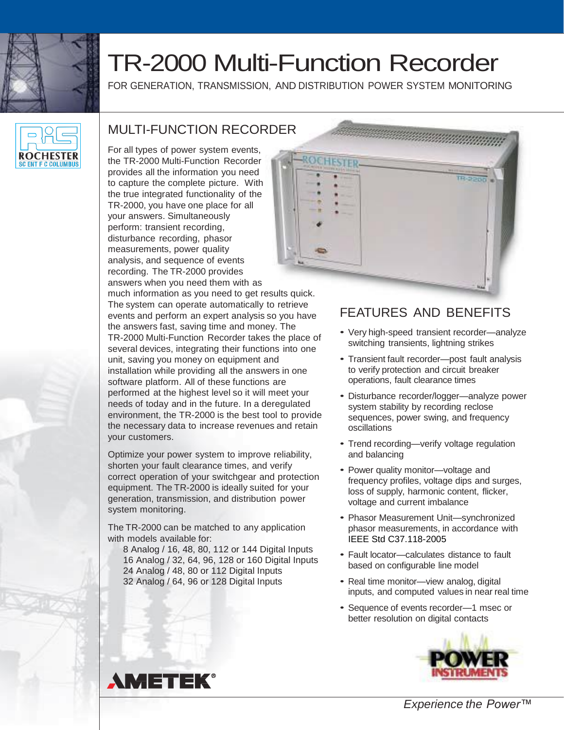# TR-2000 Multi-Function Recorder

FOR GENERATION, TRANSMISSION, AND DISTRIBUTION POWER SYSTEM MONITORING

## MULTI-FUNCTION RECORDER

For all types of power system events, the TR-2000 Multi-Function Recorder provides all the information you need to capture the complete picture. With the true integrated functionality of the TR-2000, you have one place for all your answers. Simultaneously perform: transient recording, disturbance recording, phasor measurements, power quality analysis, and sequence of events recording. The TR-2000 provides answers when you need them with as much information as you need to get results quick. The system can operate automatically to retrieve events and perform an expert analysis so you have the answers fast, saving time and money. The TR-2000 Multi-Function Recorder takes the place of several devices, integrating their functions into one unit, saving you money on equipment and installation while providing all the answers in one software platform. All of these functions are performed at the highest level so it will meet your needs of today and in the future. In a deregulated environment, the TR-2000 is the best tool to provide the necessary data to increase revenues and retain your customers.

Optimize your power system to improve reliability, shorten your fault clearance times, and verify correct operation of your switchgear and protection equipment. The TR-2000 is ideally suited for your generation, transmission, and distribution power system monitoring.

The TR-2000 can be matched to any application with models available for:

- 8 Analog / 16, 48, 80, 112 or 144 Digital Inputs
- 16 Analog / 32, 64, 96, 128 or 160 Digital Inputs
- 24 Analog / 48, 80 or 112 Digital Inputs
- 32 Analog / 64, 96 or 128 Digital Inputs

## FEATURES AND BENEFITS

- Very high-speed transient recorder—analyze switching transients, lightning strikes
- Transient fault recorder—post fault analysis to verify protection and circuit breaker operations, fault clearance times
- Disturbance recorder/logger—analyze power system stability by recording reclose sequences, power swing, and frequency oscillations
- Trend recording—verify voltage regulation and balancing
- Power quality monitor—voltage and frequency profiles, voltage dips and surges, loss of supply, harmonic content, flicker, voltage and current imbalance
- Phasor Measurement Unit—synchronized phasor measurements, in accordance with IEEE Std C37.118-2005
- Fault locator—calculates distance to fault based on configurable line model
- Real time monitor—view analog, digital inputs, and computed values in near real time
- Sequence of events recorder—1 msec or better resolution on digital contacts

*Experience the Power™*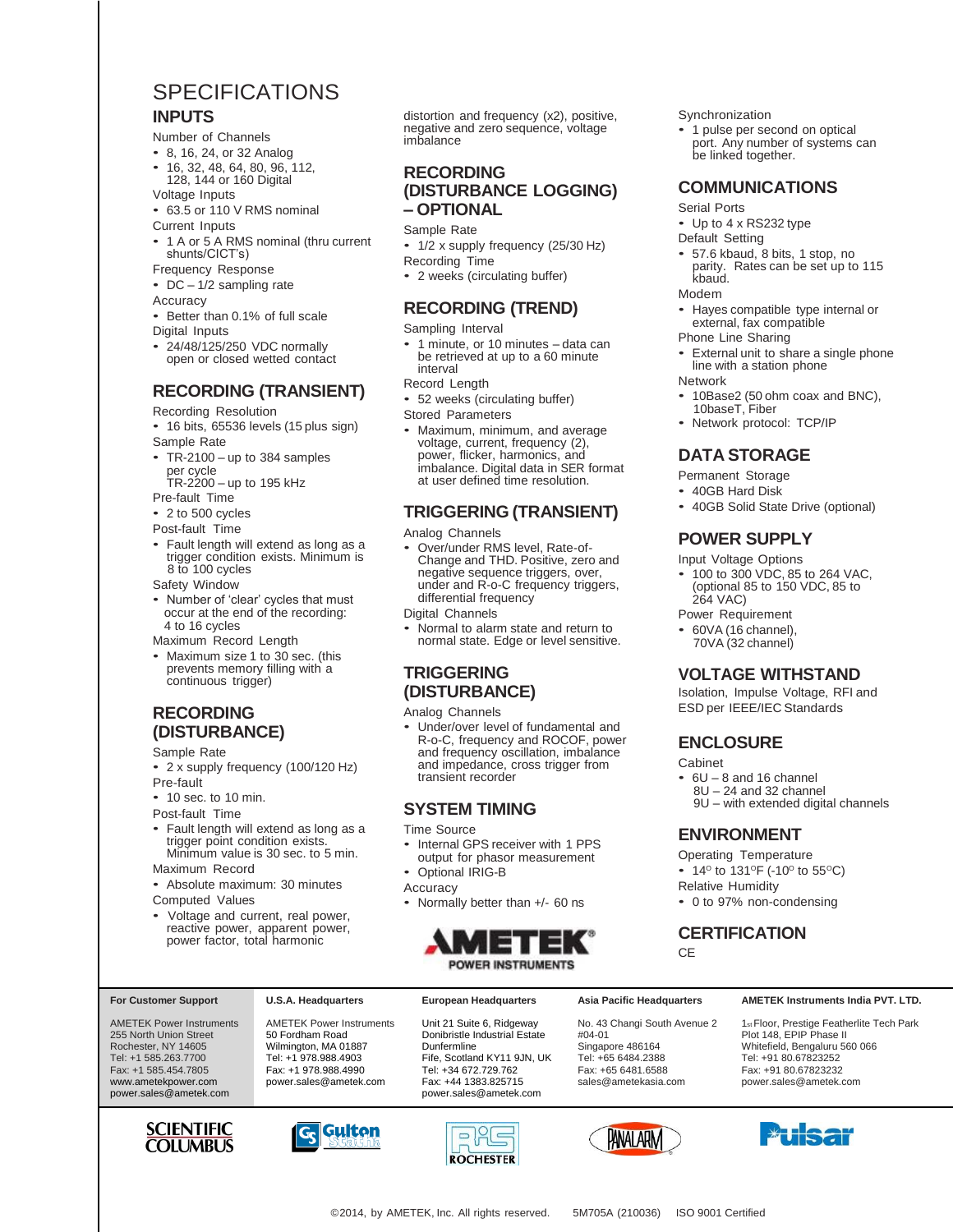# SPECIFICATIONS

## INPUTS

Number of Channels

- 8, 16, 24, or 32 Analog
- 16, 32, 48, 64, 80, 96, 112, 128, 144 or 160 Digital

Voltage Inputs

- 63.5 or 110 V RMS nominal

Current Inputs

- 1 A or 5 A RMS nominal (thru current shunts/CICT's)

Frequency Response

- DC – 1/2 sampling rate

Accuracy

- Better than 0.1% of full scale

Digital Inputs

- 24/48/125/250 VDC normally open or closed wetted contact

## RECORDING (TRANSIENT)

Recording Resolution

- 16 bits, 65536 levels (15 plus sign)

Sample Rate

- TR-2100 – up to 384 samples per cycle
  TR-2200 – up to 195 kHz

Pre-fault Time

- 2 to 500 cycles

Post-fault Time

- Fault length will extend as long as a trigger condition exists. Minimum is 8 to 100 cycles

Safety Window

- Number of 'clear' cycles that must occur at the end of the recording: 4 to 16 cycles

Maximum Record Length

- Maximum size 1 to 30 sec. (this prevents memory filling with a continuous trigger)

## RECORDING (DISTURBANCE)

Sample Rate

- 2 x supply frequency (100/120 Hz)

Pre-fault

- 10 sec. to 10 min.

Post-fault Time

- Fault length will extend as long as a trigger point condition exists. Minimum value is 30 sec. to 5 min.

Maximum Record

- Absolute maximum: 30 minutes

Computed Values

- Voltage and current, real power, reactive power, apparent power, power factor, total harmonic distortion and frequency (x2), positive, negative and zero sequence, voltage imbalance

## RECORDING (DISTURBANCE LOGGING) – OPTIONAL

Sample Rate

- 1/2 x supply frequency (25/30 Hz)

Recording Time

- 2 weeks (circulating buffer)

## RECORDING (TREND)

Sampling Interval

- 1 minute, or 10 minutes – data can be retrieved at up to a 60 minute interval

Record Length

- 52 weeks (circulating buffer)

Stored Parameters

- Maximum, minimum, and average voltage, current, frequency (2), power, flicker, harmonics, and imbalance. Digital data in SER format at user defined time resolution.

## TRIGGERING (TRANSIENT)

Analog Channels

- Over/under RMS level, Rate-of-Change and THD. Positive, zero and negative sequence triggers, over, under and R-o-C frequency triggers, differential frequency

Digital Channels

- Normal to alarm state and return to normal state. Edge or level sensitive.

## TRIGGERING (DISTURBANCE)

Analog Channels

- Under/over level of fundamental and R-o-C, frequency and ROCOF, power and frequency oscillation, imbalance and impedance, cross trigger from transient recorder

## SYSTEM TIMING

Time Source

- Internal GPS receiver with 1 PPS output for phasor measurement
- Optional IRIG-B

Accuracy

- Normally better than +/- 60 ns

AMETEK POWER INSTRUMENTS

Synchronization

- 1 pulse per second on optical port. Any number of systems can be linked together.

## COMMUNICATIONS

Serial Ports

- Up to 4 x RS232 type

Default Setting

- 57.6 kbaud, 8 bits, 1 stop, no parity. Rates can be set up to 115 kbaud.

Modem

- Hayes compatible type internal or external, fax compatible

Phone Line Sharing

- External unit to share a single phone line with a station phone

Network

- 10Base2 (50 ohm coax and BNC), 10baseT, Fiber
- Network protocol: TCP/IP

## DATA STORAGE

Permanent Storage

- 40GB Hard Disk
- 40GB Solid State Drive (optional)

## POWER SUPPLY

Input Voltage Options

- 100 to 300 VDC, 85 to 264 VAC, (optional 85 to 150 VDC, 85 to 264 VAC)

Power Requirement

- 60VA (16 channel), 70VA (32 channel)

## VOLTAGE WITHSTAND

Isolation, Impulse Voltage, RFI and ESD per IEEE/IEC Standards

## ENCLOSURE

Cabinet

- 6U – 8 and 16 channel
  8U – 24 and 32 channel
  9U – with extended digital channels

## ENVIRONMENT

Operating Temperature

- 14° to 131°F (-10° to 55°C)

Relative Humidity

- 0 to 97% non-condensing

## CERTIFICATION

CE

**For Customer Support**
AMETEK Power Instruments
255 North Union Street
Rochester, NY 14605
Tel: +1 585.263.7700
Fax: +1 585.454.7805
www.ametekpower.com
power.sales@ametek.com

**U.S.A. Headquarters**
AMETEK Power Instruments
50 Fordham Road
Wilmington, MA 01887
Tel: +1 978.988.4903
Fax: +1 978.988.4990
power.sales@ametek.com

**European Headquarters**
Unit 21 Suite 6, Ridgeway
Donibristle Industrial Estate
Dunfermline
Fife, Scotland KY11 9JN, UK
Tel: +34 672.729.762
Fax: +44 1383.825715
power.sales@ametek.com

**Asia Pacific Headquarters**
No. 43 Changi South Avenue 2
#04-01
Singapore 486164
Tel: +65 6484.2388
Fax: +65 6481.6588
sales@ametekasia.com

**AMETEK Instruments India PVT. LTD.**
1st Floor, Prestige Featherlite Tech Park
Plot 148, EPIP Phase II
Whitefield, Bengaluru 560 066
Tel: +91 80.67823252
Fax: +91 80.67823232
power.sales@ametek.com

SCIENTIFIC COLUMBUS | Gulton Statham | RFL ROCHESTER | PANALARM | Pulsar

©2014, by AMETEK, Inc. All rights reserved. 5M705A (210036) ISO 9001 Certified